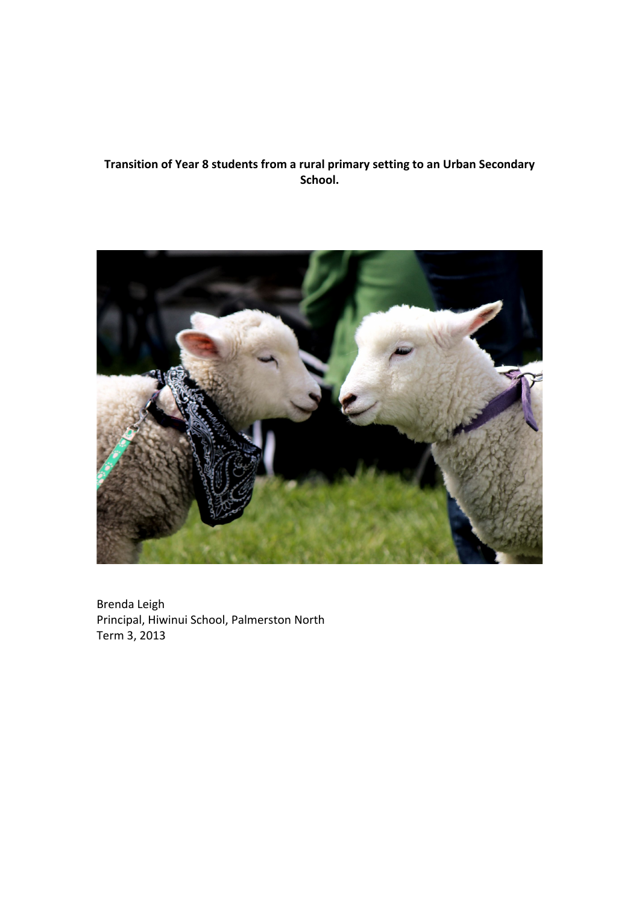**Transition of Year 8 students from a rural primary setting to an Urban Secondary School.**

Brenda Leigh
Principal, Hiwinui School, Palmerston North
Term 3, 2013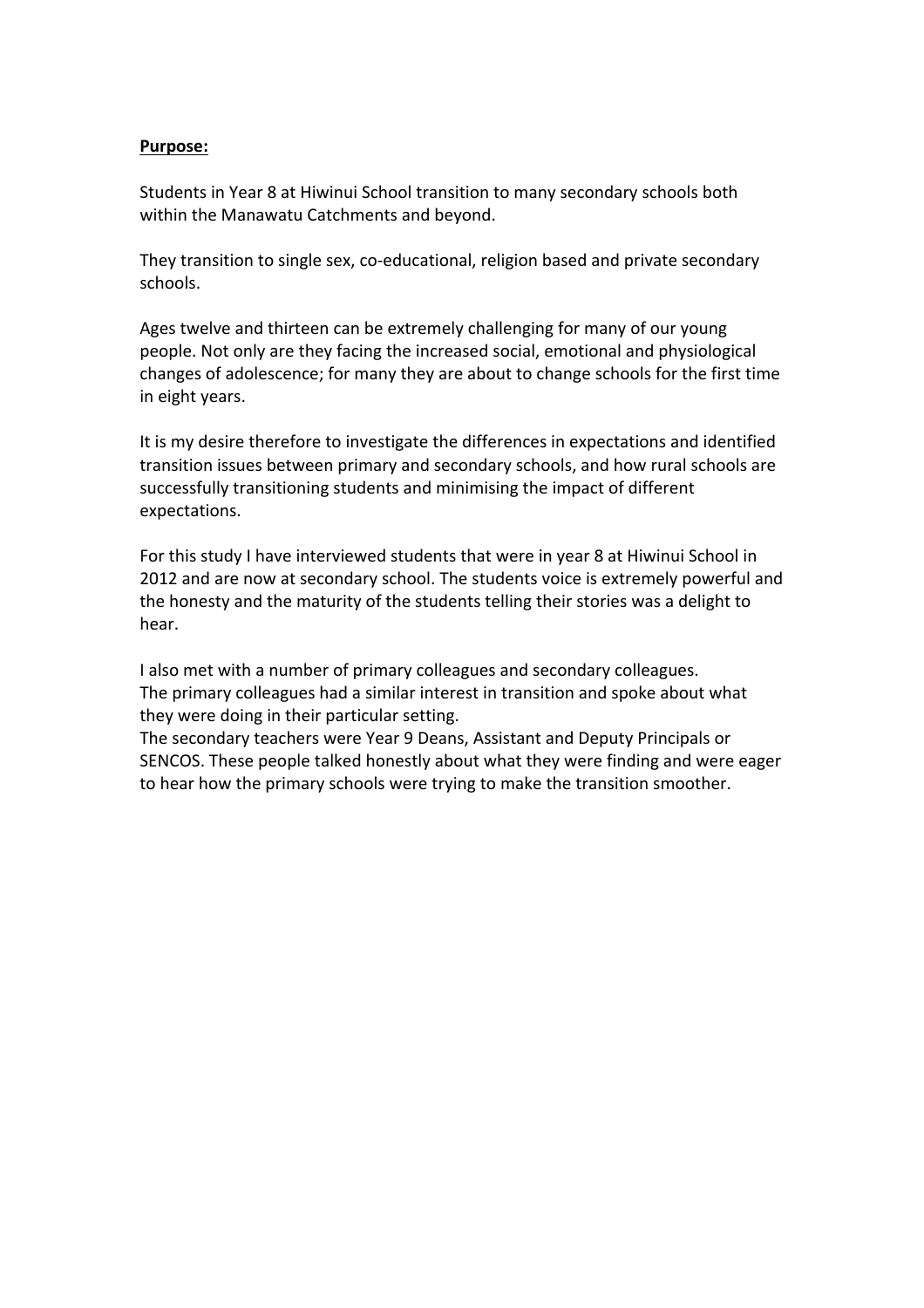**Purpose:**

Students in Year 8 at Hiwinui School transition to many secondary schools both within the Manawatu Catchments and beyond.

They transition to single sex, co-educational, religion based and private secondary schools.

Ages twelve and thirteen can be extremely challenging for many of our young people. Not only are they facing the increased social, emotional and physiological changes of adolescence; for many they are about to change schools for the first time in eight years.

It is my desire therefore to investigate the differences in expectations and identified transition issues between primary and secondary schools, and how rural schools are successfully transitioning students and minimising the impact of different expectations.

For this study I have interviewed students that were in year 8 at Hiwinui School in 2012 and are now at secondary school. The students voice is extremely powerful and the honesty and the maturity of the students telling their stories was a delight to hear.

I also met with a number of primary colleagues and secondary colleagues.
The primary colleagues had a similar interest in transition and spoke about what they were doing in their particular setting.
The secondary teachers were Year 9 Deans, Assistant and Deputy Principals or SENCOS. These people talked honestly about what they were finding and were eager to hear how the primary schools were trying to make the transition smoother.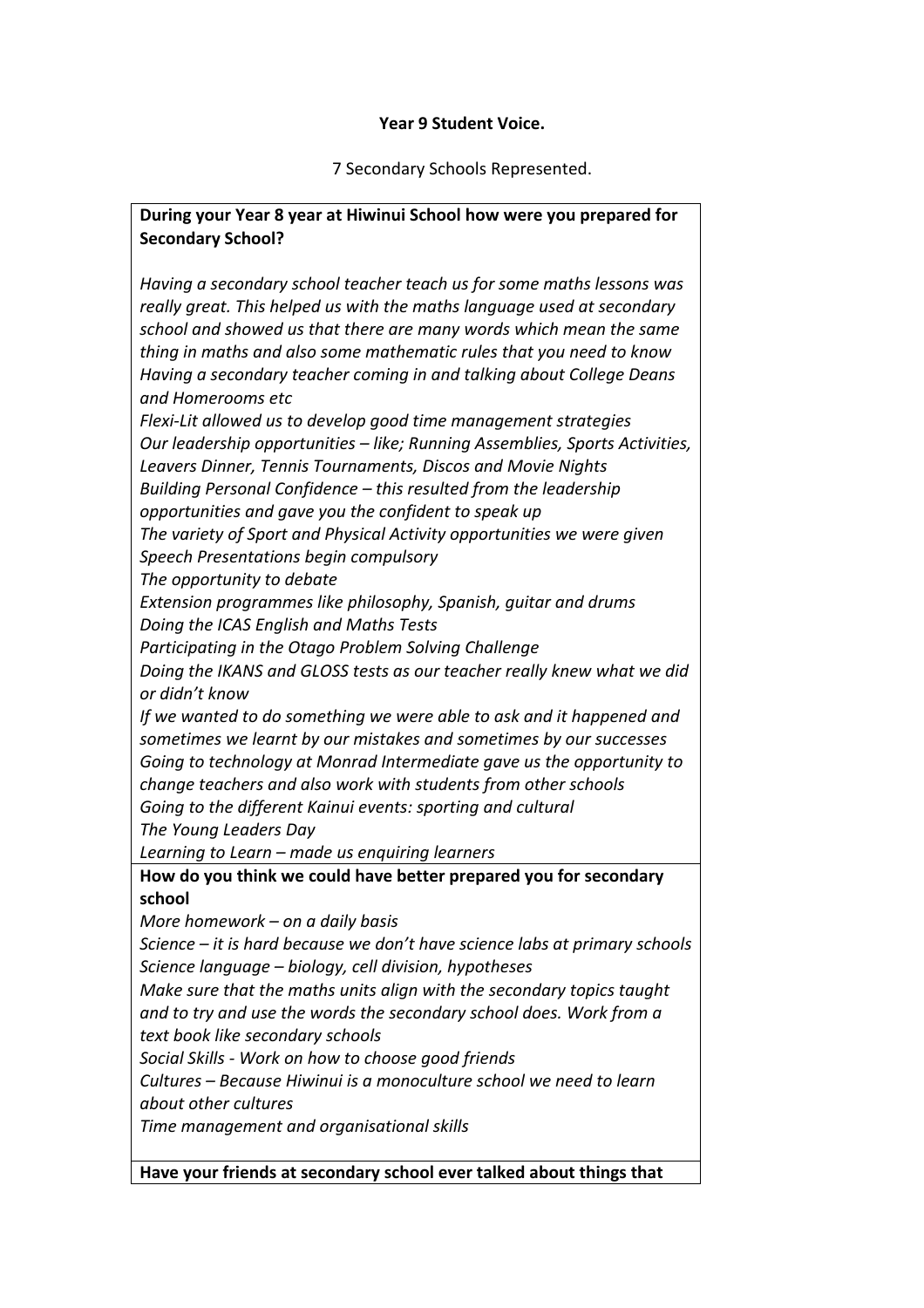**Year 9 Student Voice.**

7 Secondary Schools Represented.

**During your Year 8 year at Hiwinui School how were you prepared for Secondary School?**

*Having a secondary school teacher teach us for some maths lessons was really great. This helped us with the maths language used at secondary school and showed us that there are many words which mean the same thing in maths and also some mathematic rules that you need to know*
*Having a secondary teacher coming in and talking about College Deans and Homerooms etc*
*Flexi-Lit allowed us to develop good time management strategies*
*Our leadership opportunities – like; Running Assemblies, Sports Activities, Leavers Dinner, Tennis Tournaments, Discos and Movie Nights*
*Building Personal Confidence – this resulted from the leadership opportunities and gave you the confident to speak up*
*The variety of Sport and Physical Activity opportunities we were given*
*Speech Presentations begin compulsory*
*The opportunity to debate*
*Extension programmes like philosophy, Spanish, guitar and drums*
*Doing the ICAS English and Maths Tests*
*Participating in the Otago Problem Solving Challenge*
*Doing the IKANS and GLOSS tests as our teacher really knew what we did or didn't know*
*If we wanted to do something we were able to ask and it happened and sometimes we learnt by our mistakes and sometimes by our successes*
*Going to technology at Monrad Intermediate gave us the opportunity to change teachers and also work with students from other schools*
*Going to the different Kainui events: sporting and cultural*
*The Young Leaders Day*
*Learning to Learn – made us enquiring learners*

**How do you think we could have better prepared you for secondary school**

*More homework – on a daily basis*
*Science – it is hard because we don't have science labs at primary schools*
*Science language – biology, cell division, hypotheses*
*Make sure that the maths units align with the secondary topics taught and to try and use the words the secondary school does. Work from a text book like secondary schools*
*Social Skills - Work on how to choose good friends*
*Cultures – Because Hiwinui is a monoculture school we need to learn about other cultures*
*Time management and organisational skills*

**Have your friends at secondary school ever talked about things that**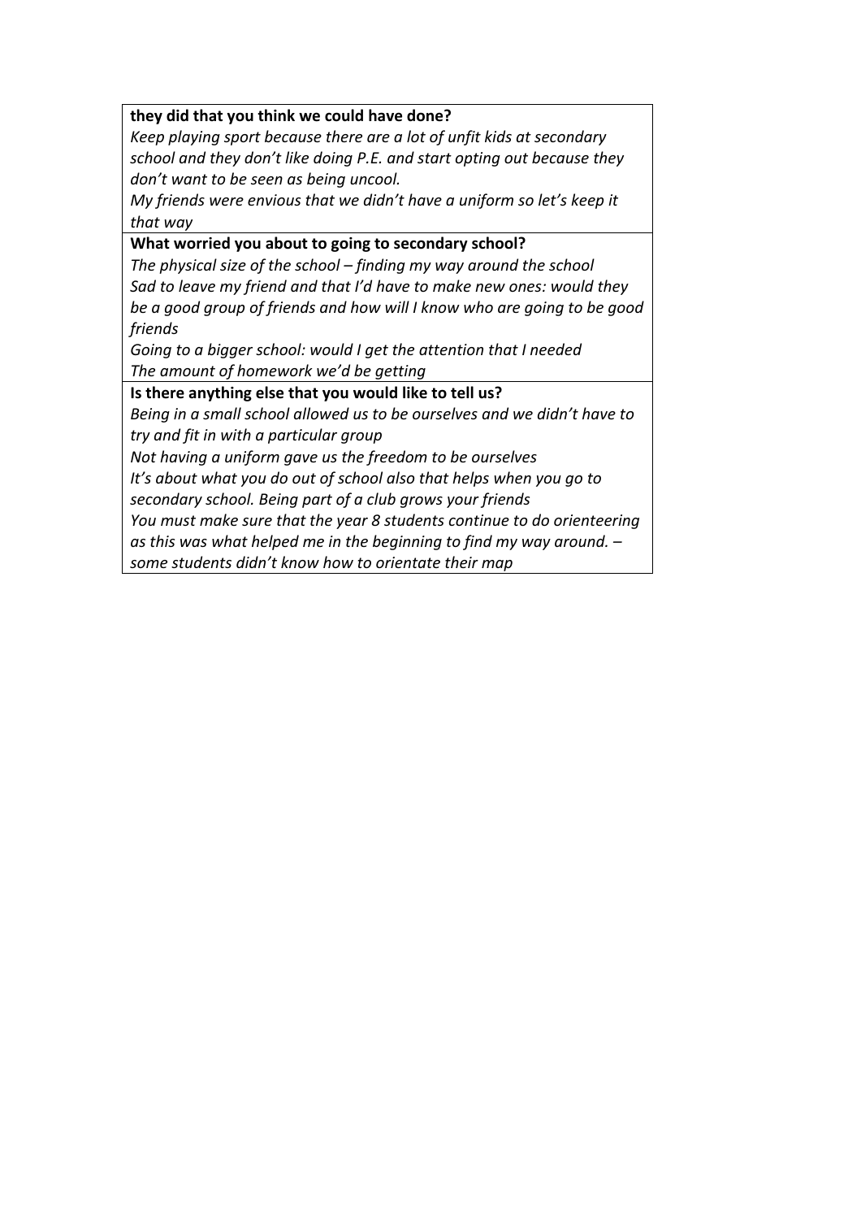**they did that you think we could have done?**

*Keep playing sport because there are a lot of unfit kids at secondary school and they don't like doing P.E. and start opting out because they don't want to be seen as being uncool.*

*My friends were envious that we didn't have a uniform so let's keep it that way*

**What worried you about to going to secondary school?**

*The physical size of the school – finding my way around the school*

*Sad to leave my friend and that I'd have to make new ones: would they be a good group of friends and how will I know who are going to be good friends*

*Going to a bigger school: would I get the attention that I needed*

*The amount of homework we'd be getting*

**Is there anything else that you would like to tell us?**

*Being in a small school allowed us to be ourselves and we didn't have to try and fit in with a particular group*

*Not having a uniform gave us the freedom to be ourselves*

*It's about what you do out of school also that helps when you go to secondary school. Being part of a club grows your friends*

*You must make sure that the year 8 students continue to do orienteering as this was what helped me in the beginning to find my way around. – some students didn't know how to orientate their map*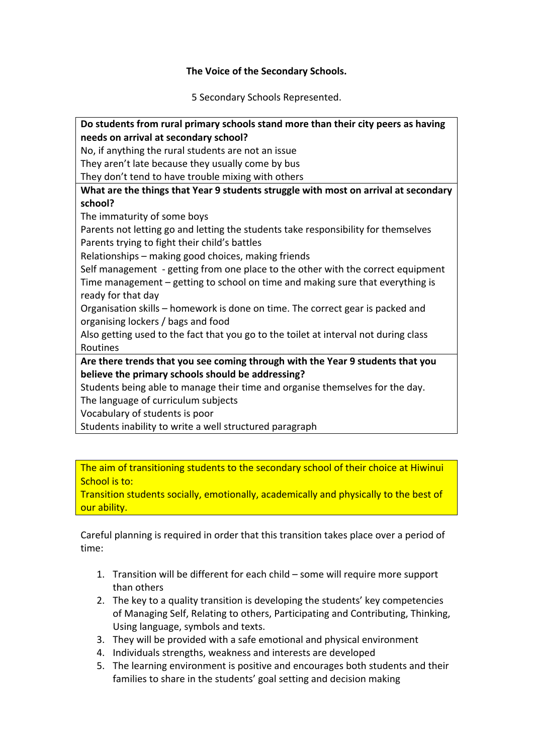**The Voice of the Secondary Schools.**

5 Secondary Schools Represented.

**Do students from rural primary schools stand more than their city peers as having needs on arrival at secondary school?**

No, if anything the rural students are not an issue
They aren't late because they usually come by bus
They don't tend to have trouble mixing with others

**What are the things that Year 9 students struggle with most on arrival at secondary school?**

The immaturity of some boys
Parents not letting go and letting the students take responsibility for themselves
Parents trying to fight their child's battles
Relationships – making good choices, making friends
Self management - getting from one place to the other with the correct equipment
Time management – getting to school on time and making sure that everything is ready for that day
Organisation skills – homework is done on time. The correct gear is packed and organising lockers / bags and food
Also getting used to the fact that you go to the toilet at interval not during class
Routines

**Are there trends that you see coming through with the Year 9 students that you believe the primary schools should be addressing?**

Students being able to manage their time and organise themselves for the day.
The language of curriculum subjects
Vocabulary of students is poor
Students inability to write a well structured paragraph

The aim of transitioning students to the secondary school of their choice at Hiwinui School is to:
Transition students socially, emotionally, academically and physically to the best of our ability.

Careful planning is required in order that this transition takes place over a period of time:

1. Transition will be different for each child – some will require more support than others
2. The key to a quality transition is developing the students' key competencies of Managing Self, Relating to others, Participating and Contributing, Thinking, Using language, symbols and texts.
3. They will be provided with a safe emotional and physical environment
4. Individuals strengths, weakness and interests are developed
5. The learning environment is positive and encourages both students and their families to share in the students' goal setting and decision making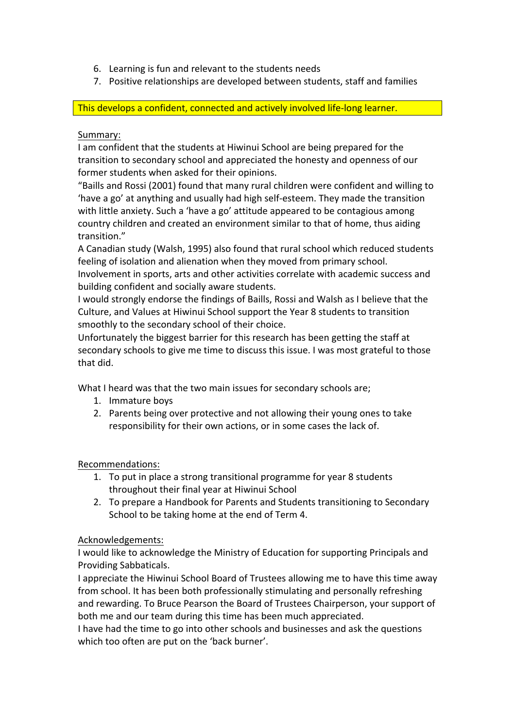6. Learning is fun and relevant to the students needs
7. Positive relationships are developed between students, staff and families

**This develops a confident, connected and actively involved life-long learner.**

Summary:

I am confident that the students at Hiwinui School are being prepared for the transition to secondary school and appreciated the honesty and openness of our former students when asked for their opinions.

"Baills and Rossi (2001) found that many rural children were confident and willing to 'have a go' at anything and usually had high self-esteem. They made the transition with little anxiety. Such a 'have a go' attitude appeared to be contagious among country children and created an environment similar to that of home, thus aiding transition."

A Canadian study (Walsh, 1995) also found that rural school which reduced students feeling of isolation and alienation when they moved from primary school.

Involvement in sports, arts and other activities correlate with academic success and building confident and socially aware students.

I would strongly endorse the findings of Baills, Rossi and Walsh as I believe that the Culture, and Values at Hiwinui School support the Year 8 students to transition smoothly to the secondary school of their choice.

Unfortunately the biggest barrier for this research has been getting the staff at secondary schools to give me time to discuss this issue. I was most grateful to those that did.

What I heard was that the two main issues for secondary schools are;

1. Immature boys
2. Parents being over protective and not allowing their young ones to take responsibility for their own actions, or in some cases the lack of.

Recommendations:

1. To put in place a strong transitional programme for year 8 students throughout their final year at Hiwinui School
2. To prepare a Handbook for Parents and Students transitioning to Secondary School to be taking home at the end of Term 4.

Acknowledgements:

I would like to acknowledge the Ministry of Education for supporting Principals and Providing Sabbaticals.

I appreciate the Hiwinui School Board of Trustees allowing me to have this time away from school. It has been both professionally stimulating and personally refreshing and rewarding. To Bruce Pearson the Board of Trustees Chairperson, your support of both me and our team during this time has been much appreciated.

I have had the time to go into other schools and businesses and ask the questions which too often are put on the 'back burner'.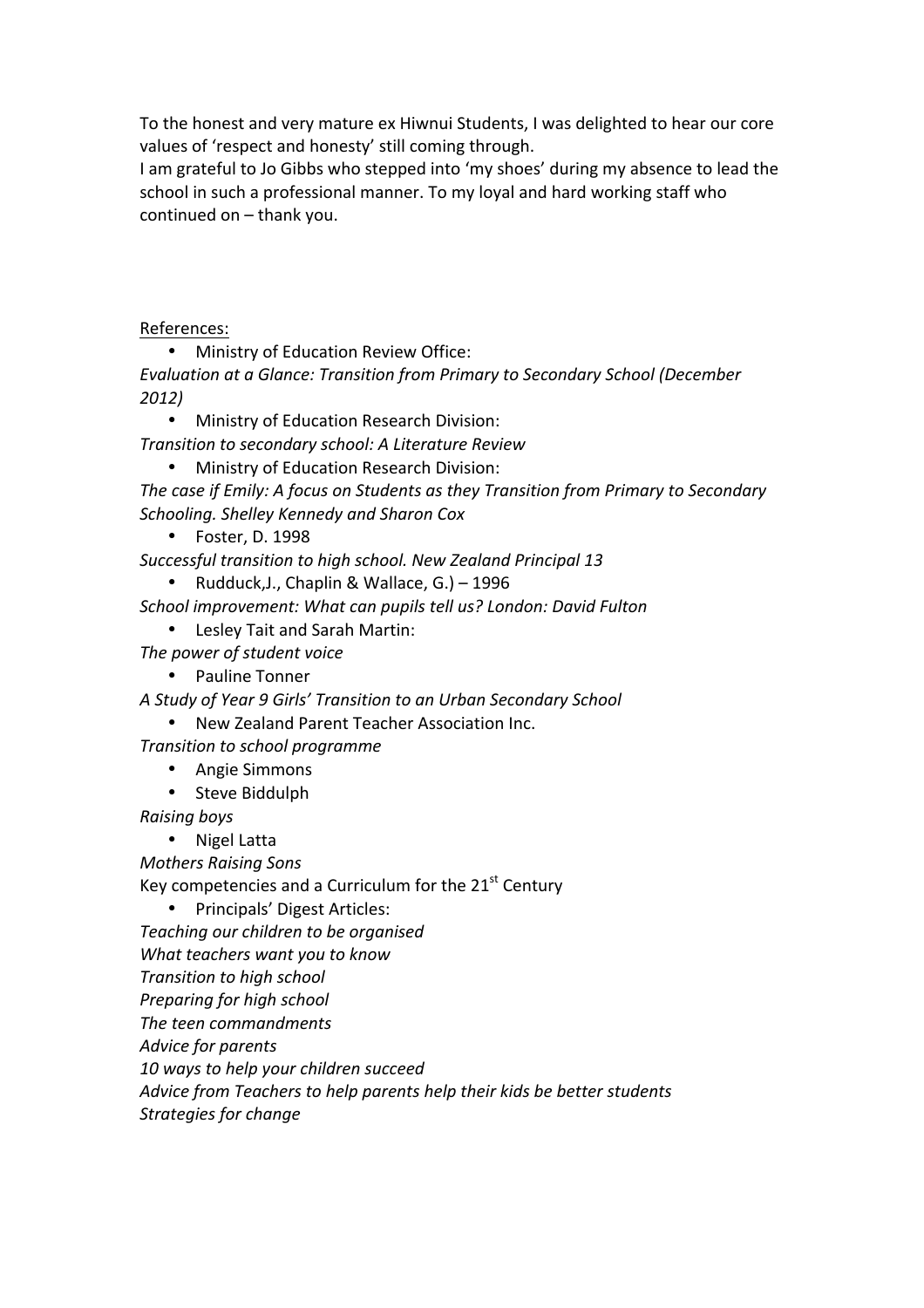To the honest and very mature ex Hiwnui Students, I was delighted to hear our core values of 'respect and honesty' still coming through.
I am grateful to Jo Gibbs who stepped into 'my shoes' during my absence to lead the school in such a professional manner. To my loyal and hard working staff who continued on – thank you.

References:

- Ministry of Education Review Office:

*Evaluation at a Glance: Transition from Primary to Secondary School (December 2012)*

- Ministry of Education Research Division:

*Transition to secondary school: A Literature Review*

- Ministry of Education Research Division:

*The case if Emily: A focus on Students as they Transition from Primary to Secondary Schooling. Shelley Kennedy and Sharon Cox*

- Foster, D. 1998

*Successful transition to high school. New Zealand Principal 13*

- Rudduck,J., Chaplin & Wallace, G.) – 1996

*School improvement: What can pupils tell us? London: David Fulton*

- Lesley Tait and Sarah Martin:

*The power of student voice*

- Pauline Tonner

*A Study of Year 9 Girls' Transition to an Urban Secondary School*

- New Zealand Parent Teacher Association Inc.

*Transition to school programme*

- Angie Simmons
- Steve Biddulph

*Raising boys*

- Nigel Latta

*Mothers Raising Sons*

Key competencies and a Curriculum for the 21st Century

- Principals' Digest Articles:

*Teaching our children to be organised*
*What teachers want you to know*
*Transition to high school*
*Preparing for high school*
*The teen commandments*
*Advice for parents*
*10 ways to help your children succeed*
*Advice from Teachers to help parents help their kids be better students*
*Strategies for change*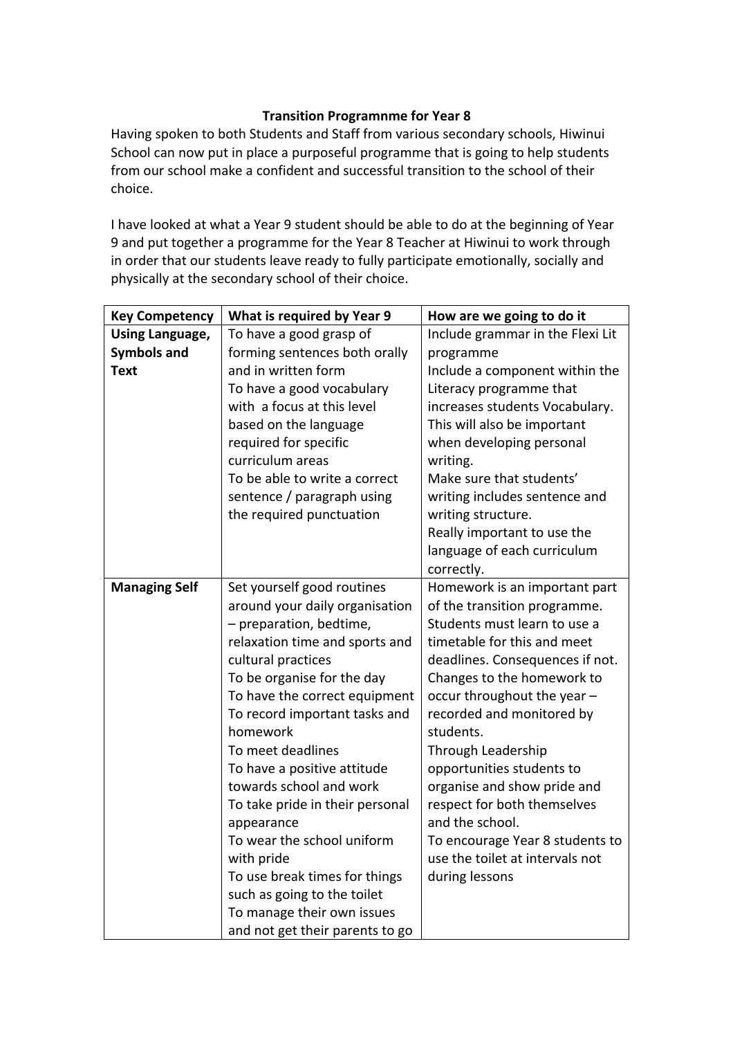**Transition Programnme for Year 8**

Having spoken to both Students and Staff from various secondary schools, Hiwinui School can now put in place a purposeful programme that is going to help students from our school make a confident and successful transition to the school of their choice.

I have looked at what a Year 9 student should be able to do at the beginning of Year 9 and put together a programme for the Year 8 Teacher at Hiwinui to work through in order that our students leave ready to fully participate emotionally, socially and physically at the secondary school of their choice.

| Key Competency | What is required by Year 9 | How are we going to do it |
|---|---|---|
| **Using Language, Symbols and Text** | To have a good grasp of forming sentences both orally and in written form<br>To have a good vocabulary with a focus at this level based on the language required for specific curriculum areas<br>To be able to write a correct sentence / paragraph using the required punctuation | Include grammar in the Flexi Lit programme<br>Include a component within the Literacy programme that increases students Vocabulary. This will also be important when developing personal writing.<br>Make sure that students' writing includes sentence and writing structure.<br>Really important to use the language of each curriculum correctly. |
| **Managing Self** | Set yourself good routines around your daily organisation – preparation, bedtime, relaxation time and sports and cultural practices<br>To be organise for the day<br>To have the correct equipment<br>To record important tasks and homework<br>To meet deadlines<br>To have a positive attitude towards school and work<br>To take pride in their personal appearance<br>To wear the school uniform with pride<br>To use break times for things such as going to the toilet<br>To manage their own issues and not get their parents to go | Homework is an important part of the transition programme. Students must learn to use a timetable for this and meet deadlines. Consequences if not.<br>Changes to the homework to occur throughout the year – recorded and monitored by students.<br>Through Leadership opportunities students to organise and show pride and respect for both themselves and the school.<br>To encourage Year 8 students to use the toilet at intervals not during lessons |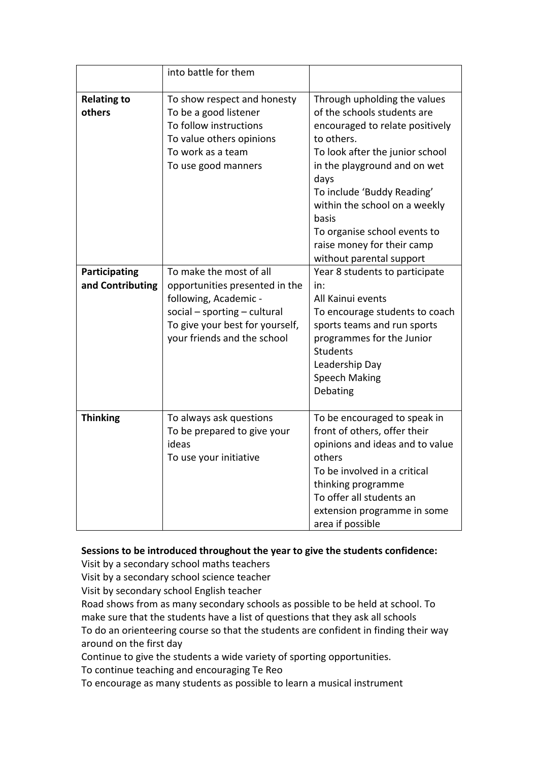| | | |
|---|---|---|
| | into battle for them | |
| **Relating to others** | To show respect and honesty<br>To be a good listener<br>To follow instructions<br>To value others opinions<br>To work as a team<br>To use good manners | Through upholding the values of the schools students are encouraged to relate positively to others.<br>To look after the junior school in the playground and on wet days<br>To include 'Buddy Reading' within the school on a weekly basis<br>To organise school events to raise money for their camp without parental support |
| **Participating and Contributing** | To make the most of all opportunities presented in the following, Academic - social – sporting – cultural<br>To give your best for yourself, your friends and the school | Year 8 students to participate in:<br>All Kainui events<br>To encourage students to coach sports teams and run sports programmes for the Junior Students<br>Leadership Day<br>Speech Making<br>Debating |
| **Thinking** | To always ask questions<br>To be prepared to give your ideas<br>To use your initiative | To be encouraged to speak in front of others, offer their opinions and ideas and to value others<br>To be involved in a critical thinking programme<br>To offer all students an extension programme in some area if possible |

**Sessions to be introduced throughout the year to give the students confidence:**

Visit by a secondary school maths teachers
Visit by a secondary school science teacher
Visit by secondary school English teacher
Road shows from as many secondary schools as possible to be held at school. To make sure that the students have a list of questions that they ask all schools
To do an orienteering course so that the students are confident in finding their way around on the first day
Continue to give the students a wide variety of sporting opportunities.
To continue teaching and encouraging Te Reo
To encourage as many students as possible to learn a musical instrument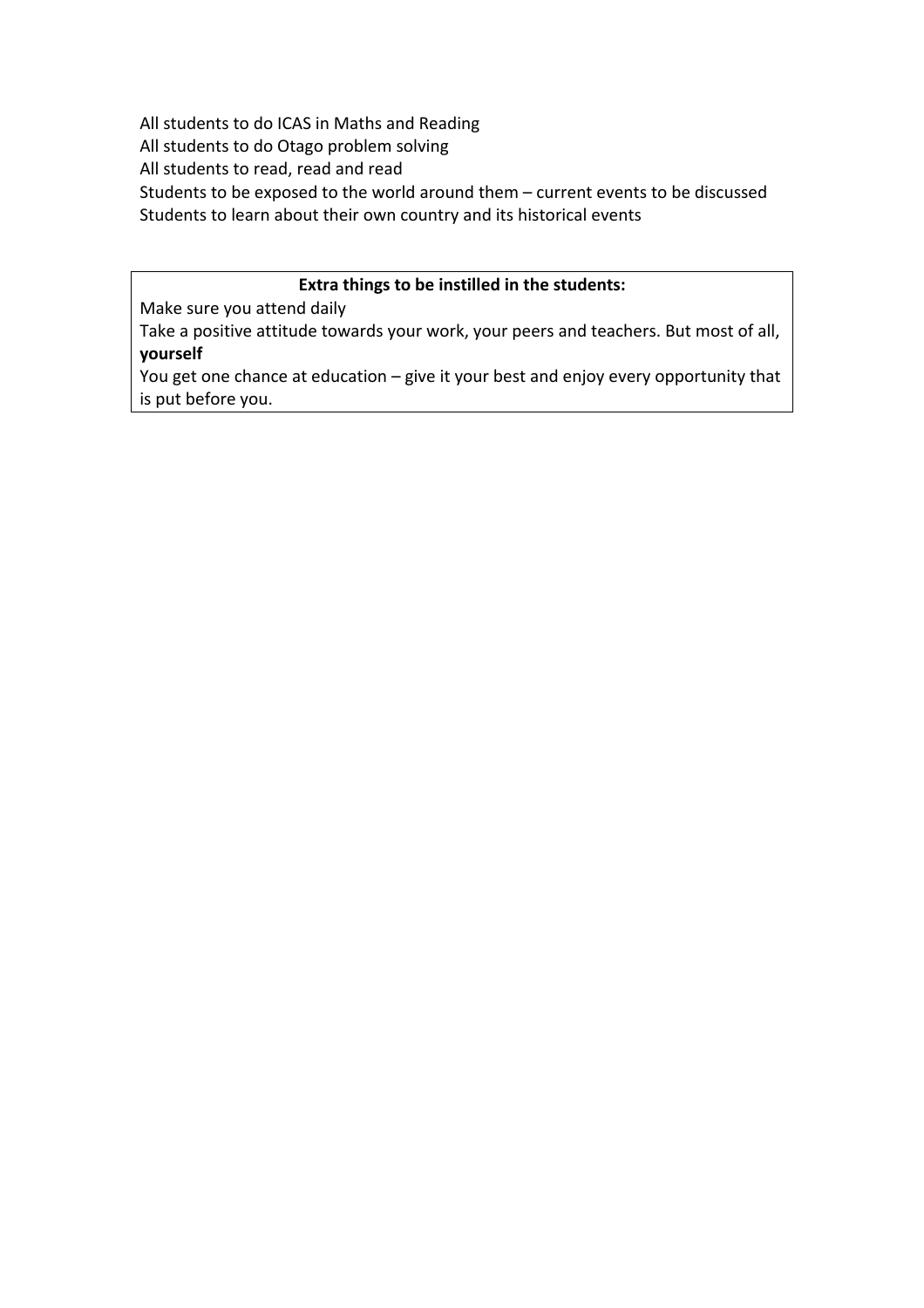All students to do ICAS in Maths and Reading

All students to do Otago problem solving

All students to read, read and read

Students to be exposed to the world around them – current events to be discussed

Students to learn about their own country and its historical events

**Extra things to be instilled in the students:**

Make sure you attend daily

Take a positive attitude towards your work, your peers and teachers. But most of all, **yourself**

You get one chance at education – give it your best and enjoy every opportunity that is put before you.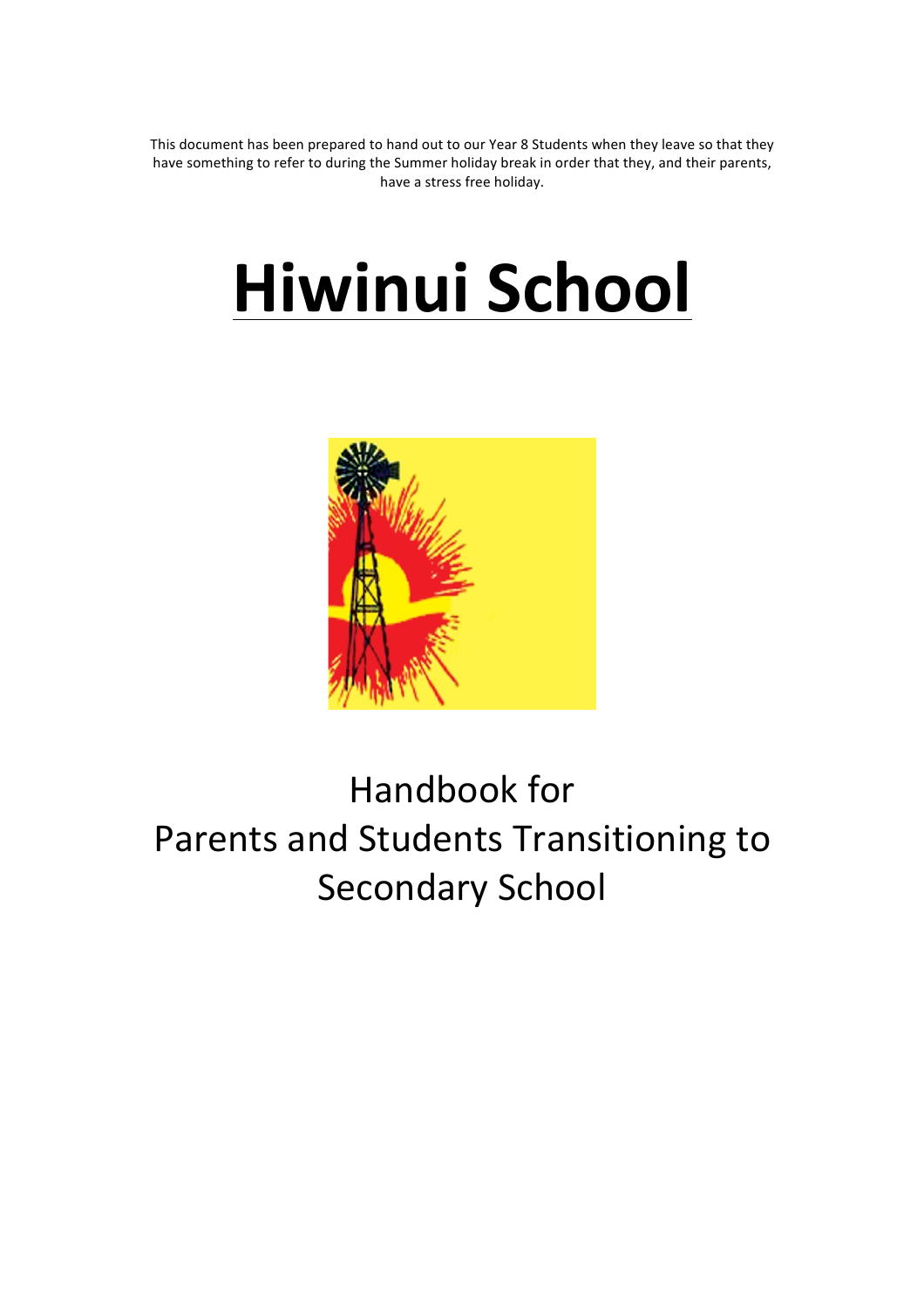This document has been prepared to hand out to our Year 8 Students when they leave so that they have something to refer to during the Summer holiday break in order that they, and their parents, have a stress free holiday.

# Hiwinui School

Handbook for
Parents and Students Transitioning to Secondary School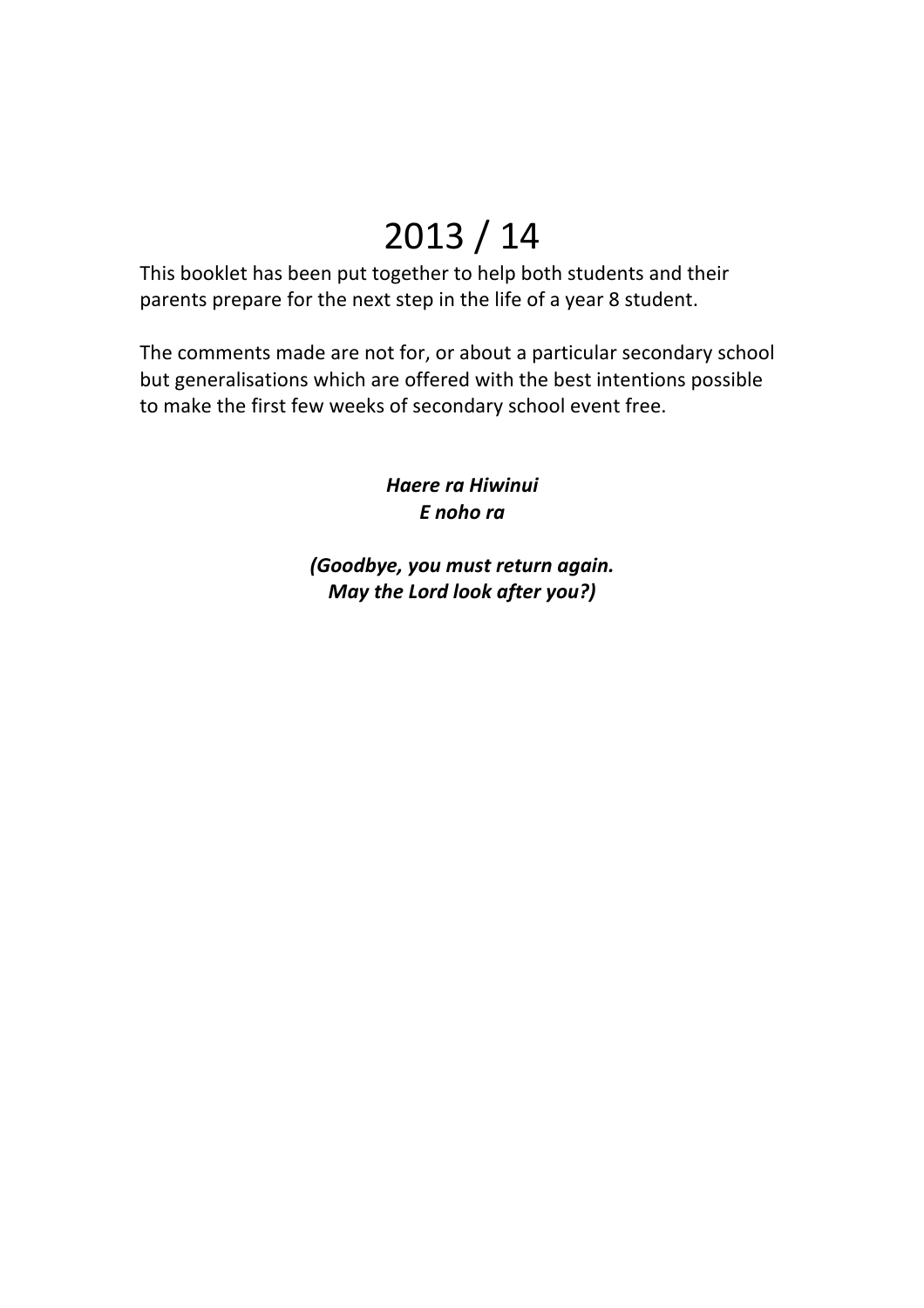# 2013 / 14

This booklet has been put together to help both students and their parents prepare for the next step in the life of a year 8 student.

The comments made are not for, or about a particular secondary school but generalisations which are offered with the best intentions possible to make the first few weeks of secondary school event free.

***Haere ra Hiwinui***
***E noho ra***

***(Goodbye, you must return again.***
***May the Lord look after you?)***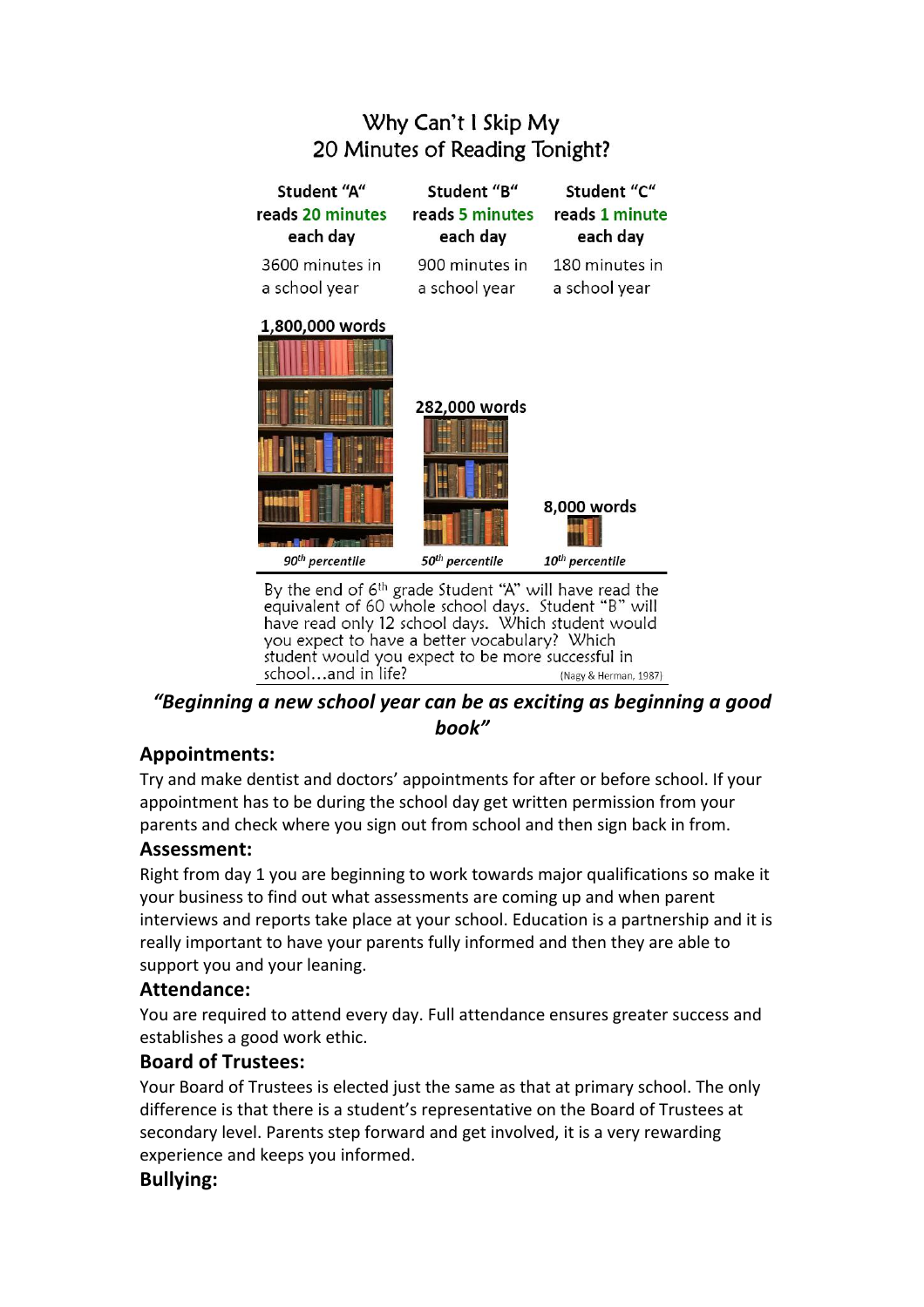## Why Can't I Skip My 20 Minutes of Reading Tonight?

| Student "A" reads 20 minutes each day | Student "B" reads 5 minutes each day | Student "C" reads 1 minute each day |
| --- | --- | --- |
| 3600 minutes in a school year | 900 minutes in a school year | 180 minutes in a school year |
| 1,800,000 words | 282,000 words | 8,000 words |
| *90th percentile* | *50th percentile* | *10th percentile* |

By the end of 6th grade Student "A" will have read the equivalent of 60 whole school days. Student "B" will have read only 12 school days. Which student would you expect to have a better vocabulary? Which student would you expect to be more successful in school…and in life? (Nagy & Herman, 1987)

***"Beginning a new school year can be as exciting as beginning a good book"***

### Appointments:

Try and make dentist and doctors' appointments for after or before school. If your appointment has to be during the school day get written permission from your parents and check where you sign out from school and then sign back in from.

### Assessment:

Right from day 1 you are beginning to work towards major qualifications so make it your business to find out what assessments are coming up and when parent interviews and reports take place at your school. Education is a partnership and it is really important to have your parents fully informed and then they are able to support you and your leaning.

### Attendance:

You are required to attend every day. Full attendance ensures greater success and establishes a good work ethic.

### Board of Trustees:

Your Board of Trustees is elected just the same as that at primary school. The only difference is that there is a student's representative on the Board of Trustees at secondary level. Parents step forward and get involved, it is a very rewarding experience and keeps you informed.

### Bullying: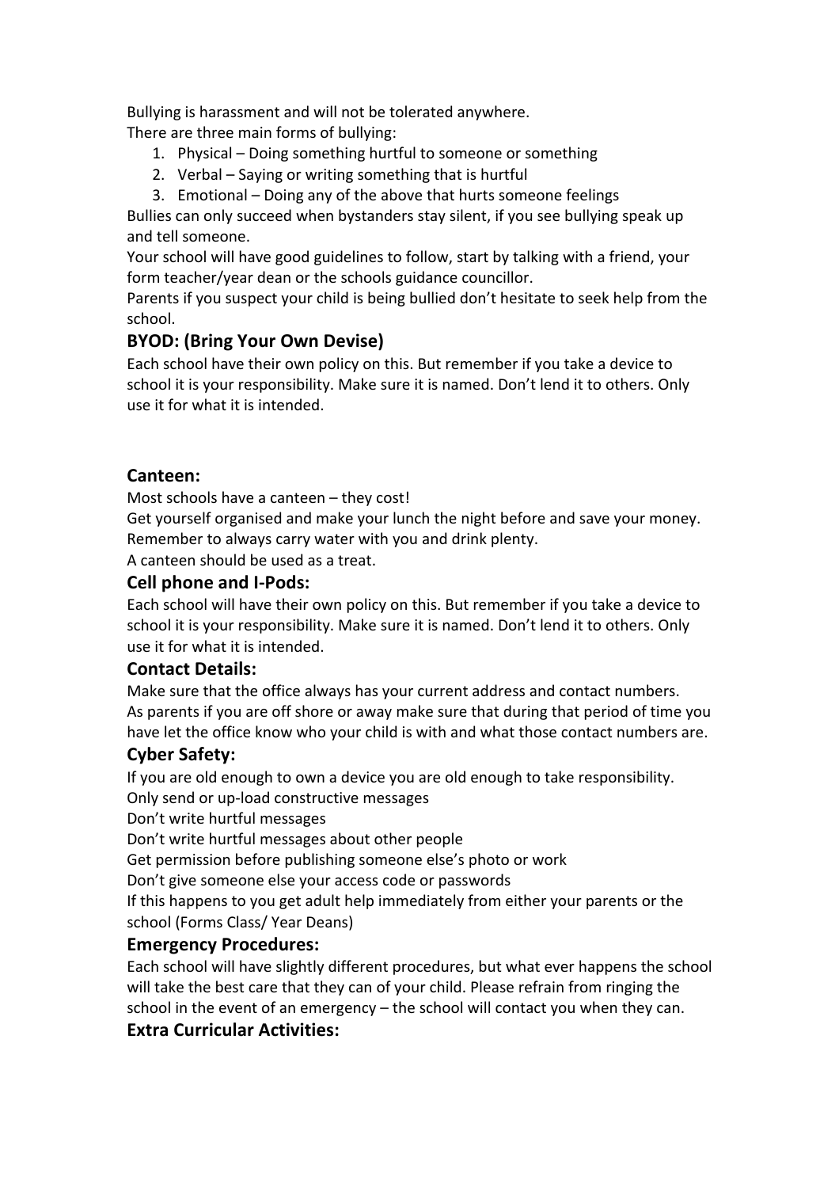Bullying is harassment and will not be tolerated anywhere.
There are three main forms of bullying:

1. Physical – Doing something hurtful to someone or something
2. Verbal – Saying or writing something that is hurtful
3. Emotional – Doing any of the above that hurts someone feelings

Bullies can only succeed when bystanders stay silent, if you see bullying speak up and tell someone.
Your school will have good guidelines to follow, start by talking with a friend, your form teacher/year dean or the schools guidance councillor.
Parents if you suspect your child is being bullied don't hesitate to seek help from the school.

### BYOD: (Bring Your Own Devise)

Each school have their own policy on this. But remember if you take a device to school it is your responsibility. Make sure it is named. Don't lend it to others. Only use it for what it is intended.

### Canteen:

Most schools have a canteen – they cost!
Get yourself organised and make your lunch the night before and save your money.
Remember to always carry water with you and drink plenty.
A canteen should be used as a treat.

### Cell phone and I-Pods:

Each school will have their own policy on this. But remember if you take a device to school it is your responsibility. Make sure it is named. Don't lend it to others. Only use it for what it is intended.

### Contact Details:

Make sure that the office always has your current address and contact numbers.
As parents if you are off shore or away make sure that during that period of time you have let the office know who your child is with and what those contact numbers are.

### Cyber Safety:

If you are old enough to own a device you are old enough to take responsibility.
Only send or up-load constructive messages
Don't write hurtful messages
Don't write hurtful messages about other people
Get permission before publishing someone else's photo or work
Don't give someone else your access code or passwords
If this happens to you get adult help immediately from either your parents or the school (Forms Class/ Year Deans)

### Emergency Procedures:

Each school will have slightly different procedures, but what ever happens the school will take the best care that they can of your child. Please refrain from ringing the school in the event of an emergency – the school will contact you when they can.

### Extra Curricular Activities: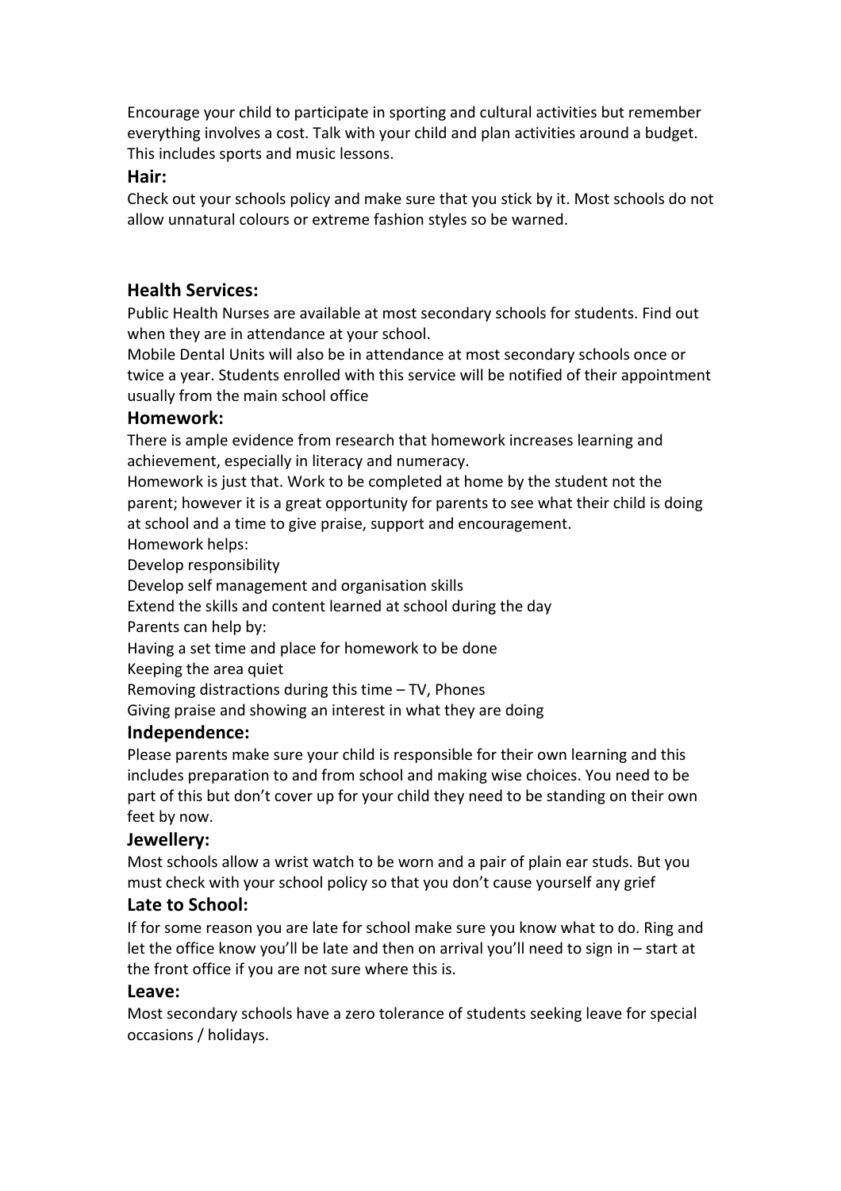Encourage your child to participate in sporting and cultural activities but remember everything involves a cost. Talk with your child and plan activities around a budget. This includes sports and music lessons.

### Hair:

Check out your schools policy and make sure that you stick by it. Most schools do not allow unnatural colours or extreme fashion styles so be warned.

### Health Services:

Public Health Nurses are available at most secondary schools for students. Find out when they are in attendance at your school.

Mobile Dental Units will also be in attendance at most secondary schools once or twice a year. Students enrolled with this service will be notified of their appointment usually from the main school office

### Homework:

There is ample evidence from research that homework increases learning and achievement, especially in literacy and numeracy.

Homework is just that. Work to be completed at home by the student not the parent; however it is a great opportunity for parents to see what their child is doing at school and a time to give praise, support and encouragement.

Homework helps:

Develop responsibility

Develop self management and organisation skills

Extend the skills and content learned at school during the day

Parents can help by:

Having a set time and place for homework to be done

Keeping the area quiet

Removing distractions during this time – TV, Phones

Giving praise and showing an interest in what they are doing

### Independence:

Please parents make sure your child is responsible for their own learning and this includes preparation to and from school and making wise choices. You need to be part of this but don't cover up for your child they need to be standing on their own feet by now.

### Jewellery:

Most schools allow a wrist watch to be worn and a pair of plain ear studs. But you must check with your school policy so that you don't cause yourself any grief

### Late to School:

If for some reason you are late for school make sure you know what to do. Ring and let the office know you'll be late and then on arrival you'll need to sign in – start at the front office if you are not sure where this is.

### Leave:

Most secondary schools have a zero tolerance of students seeking leave for special occasions / holidays.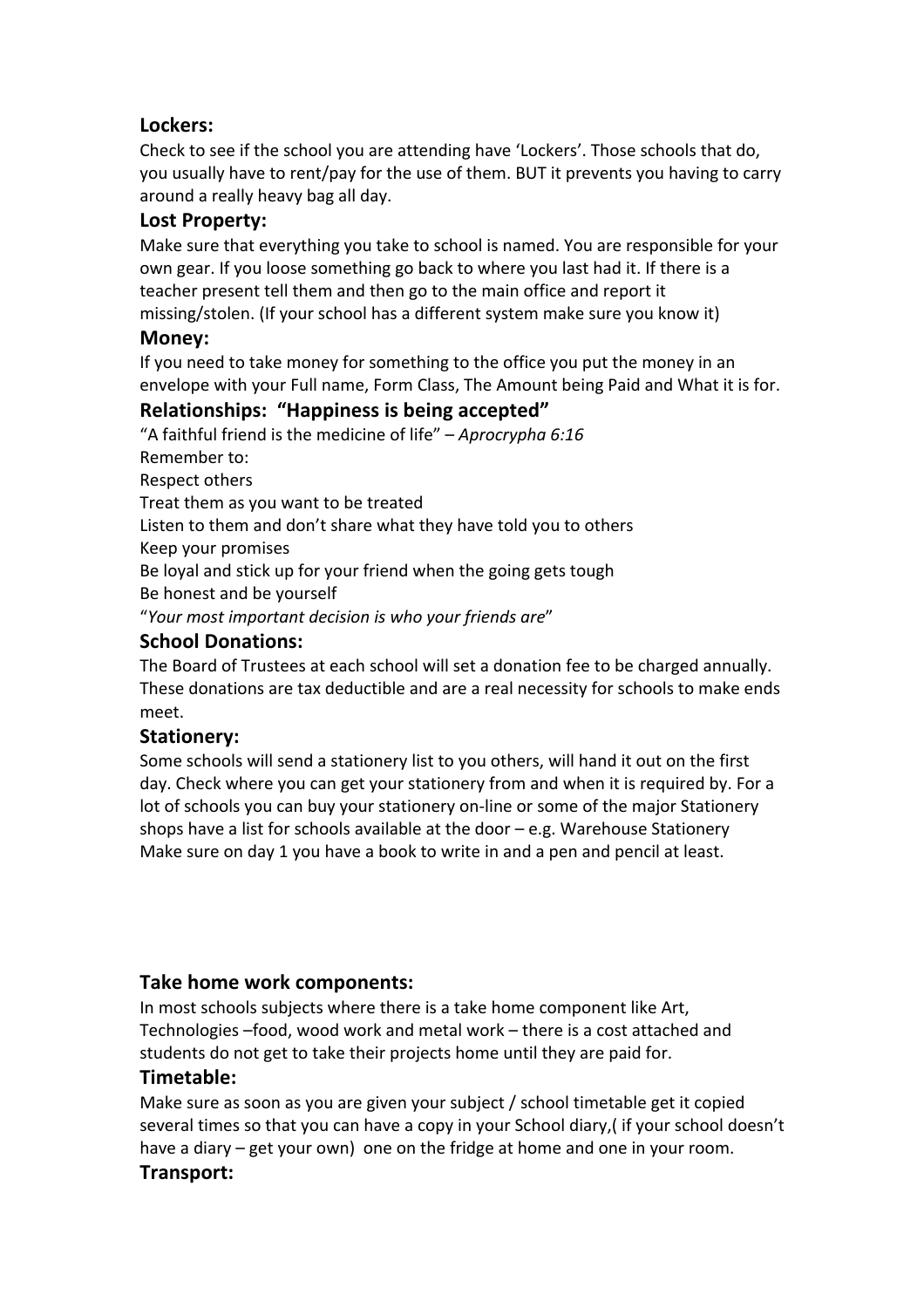### Lockers:

Check to see if the school you are attending have 'Lockers'. Those schools that do, you usually have to rent/pay for the use of them. BUT it prevents you having to carry around a really heavy bag all day.

### Lost Property:

Make sure that everything you take to school is named. You are responsible for your own gear. If you loose something go back to where you last had it. If there is a teacher present tell them and then go to the main office and report it missing/stolen. (If your school has a different system make sure you know it)

### Money:

If you need to take money for something to the office you put the money in an envelope with your Full name, Form Class, The Amount being Paid and What it is for.

### Relationships: "Happiness is being accepted"

"A faithful friend is the medicine of life" – *Aprocrypha 6:16*

Remember to:

Respect others

Treat them as you want to be treated

Listen to them and don't share what they have told you to others

Keep your promises

Be loyal and stick up for your friend when the going gets tough

Be honest and be yourself

"*Your most important decision is who your friends are*"

### School Donations:

The Board of Trustees at each school will set a donation fee to be charged annually. These donations are tax deductible and are a real necessity for schools to make ends meet.

### Stationery:

Some schools will send a stationery list to you others, will hand it out on the first day. Check where you can get your stationery from and when it is required by. For a lot of schools you can buy your stationery on-line or some of the major Stationery shops have a list for schools available at the door – e.g. Warehouse Stationery

Make sure on day 1 you have a book to write in and a pen and pencil at least.

### Take home work components:

In most schools subjects where there is a take home component like Art, Technologies –food, wood work and metal work – there is a cost attached and students do not get to take their projects home until they are paid for.

### Timetable:

Make sure as soon as you are given your subject / school timetable get it copied several times so that you can have a copy in your School diary,( if your school doesn't have a diary – get your own) one on the fridge at home and one in your room.

### Transport: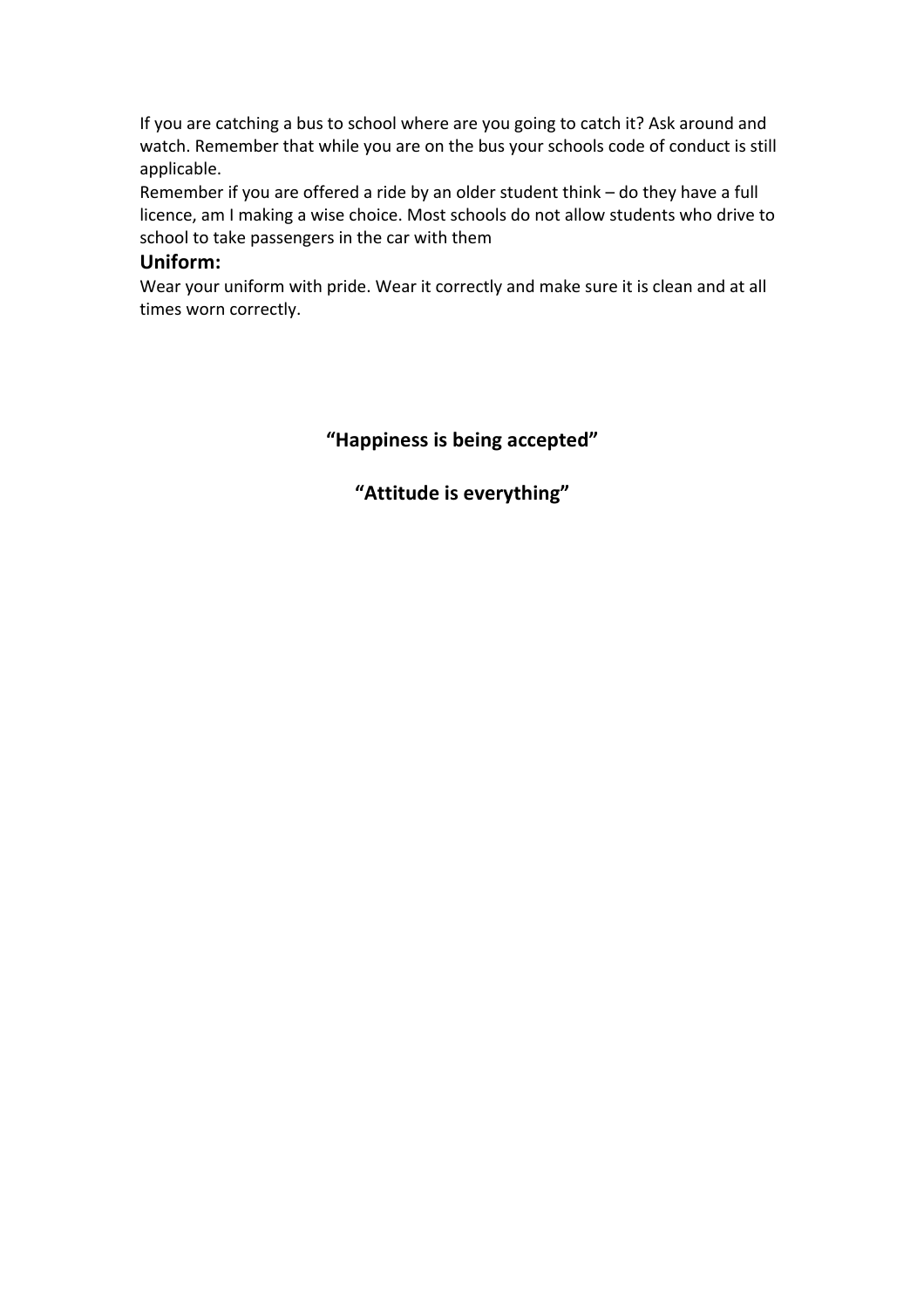If you are catching a bus to school where are you going to catch it? Ask around and watch. Remember that while you are on the bus your schools code of conduct is still applicable.

Remember if you are offered a ride by an older student think – do they have a full licence, am I making a wise choice. Most schools do not allow students who drive to school to take passengers in the car with them

## Uniform:

Wear your uniform with pride. Wear it correctly and make sure it is clean and at all times worn correctly.

**“Happiness is being accepted”**

**“Attitude is everything”**